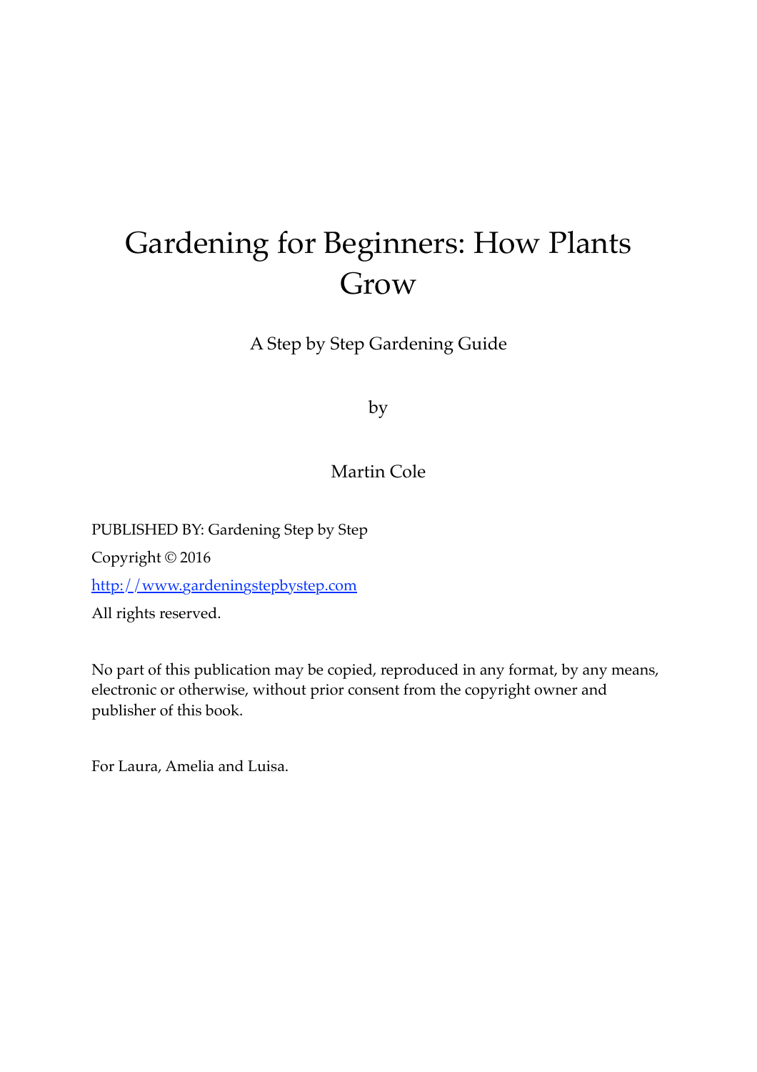# Gardening for Beginners: How Plants Grow

A Step by Step Gardening Guide

by

Martin Cole

PUBLISHED BY: Gardening Step by Step

Copyright © 2016

[http://www.gardeningstepbystep.com](http://www.gardeningstepbystep.com)

All rights reserved.

No part of this publication may be copied, reproduced in any format, by any means, electronic or otherwise, without prior consent from the copyright owner and publisher of this book.

For Laura, Amelia and Luisa.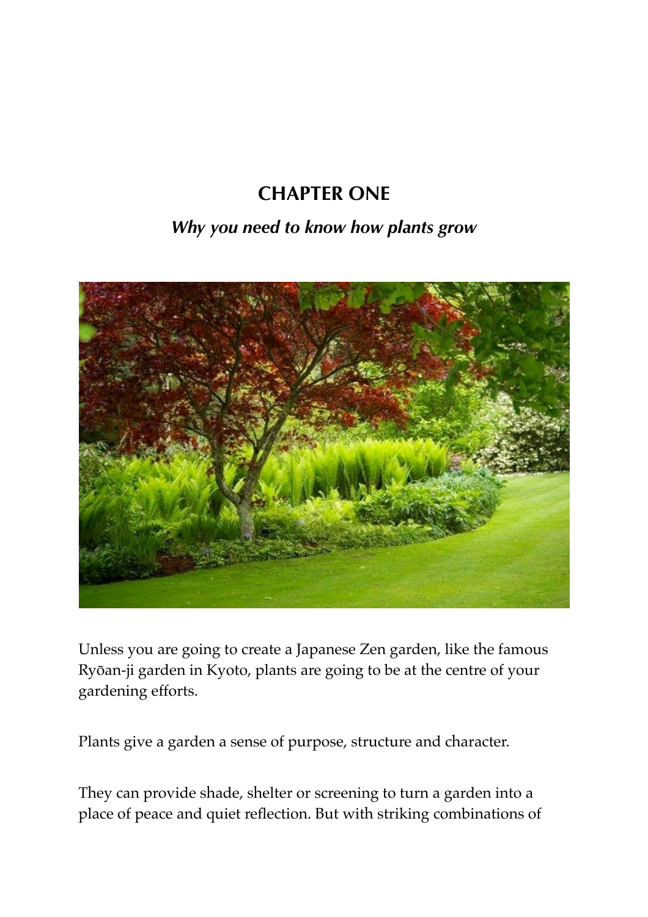# CHAPTER ONE

## *Why you need to know how plants grow*

Unless you are going to create a Japanese Zen garden, like the famous Ryōan-ji garden in Kyoto, plants are going to be at the centre of your gardening efforts.

Plants give a garden a sense of purpose, structure and character.

They can provide shade, shelter or screening to turn a garden into a place of peace and quiet reflection. But with striking combinations of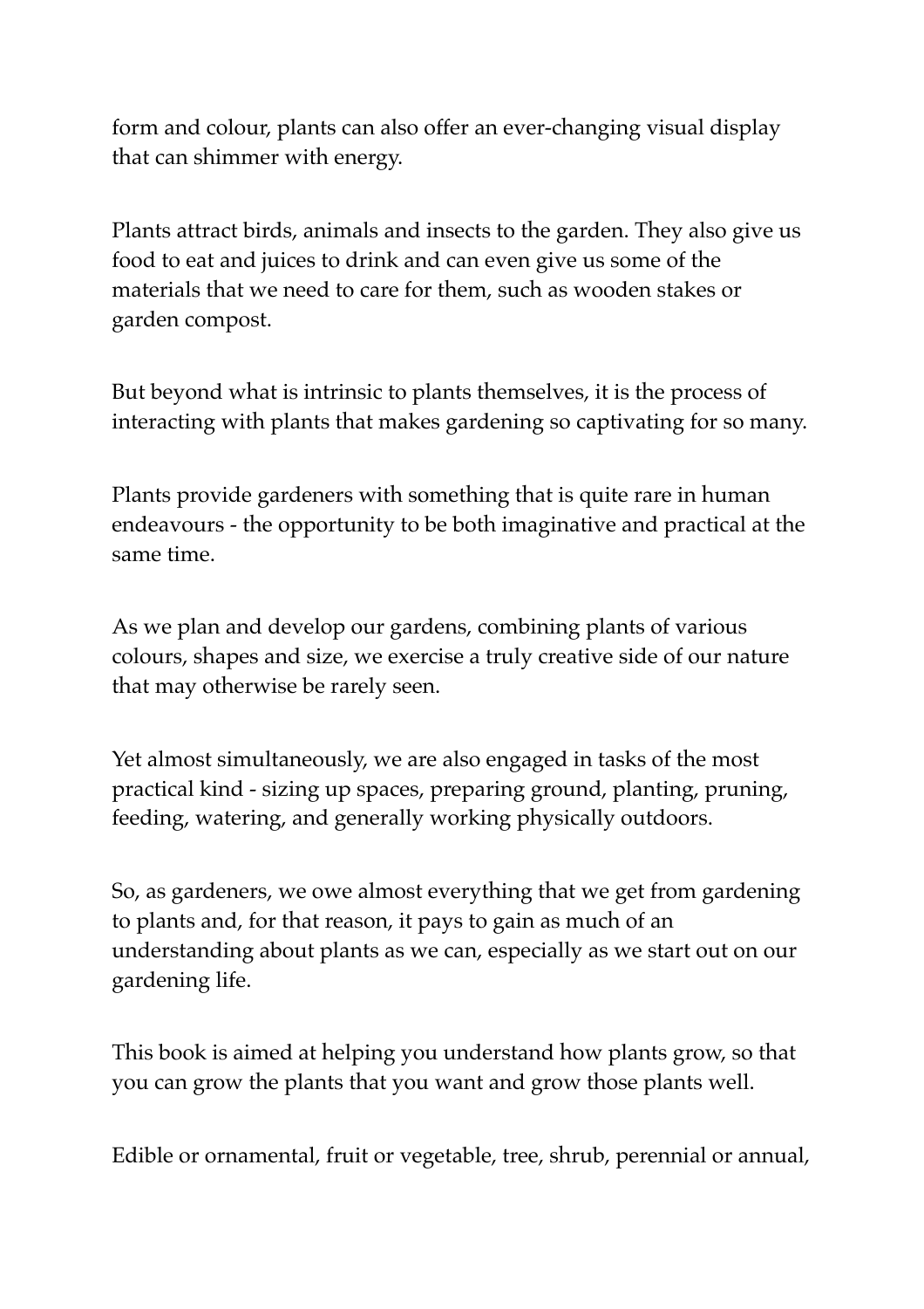form and colour, plants can also offer an ever-changing visual display that can shimmer with energy.

Plants attract birds, animals and insects to the garden. They also give us food to eat and juices to drink and can even give us some of the materials that we need to care for them, such as wooden stakes or garden compost.

But beyond what is intrinsic to plants themselves, it is the process of interacting with plants that makes gardening so captivating for so many.

Plants provide gardeners with something that is quite rare in human endeavours - the opportunity to be both imaginative and practical at the same time.

As we plan and develop our gardens, combining plants of various colours, shapes and size, we exercise a truly creative side of our nature that may otherwise be rarely seen.

Yet almost simultaneously, we are also engaged in tasks of the most practical kind - sizing up spaces, preparing ground, planting, pruning, feeding, watering, and generally working physically outdoors.

So, as gardeners, we owe almost everything that we get from gardening to plants and, for that reason, it pays to gain as much of an understanding about plants as we can, especially as we start out on our gardening life.

This book is aimed at helping you understand how plants grow, so that you can grow the plants that you want and grow those plants well.

Edible or ornamental, fruit or vegetable, tree, shrub, perennial or annual,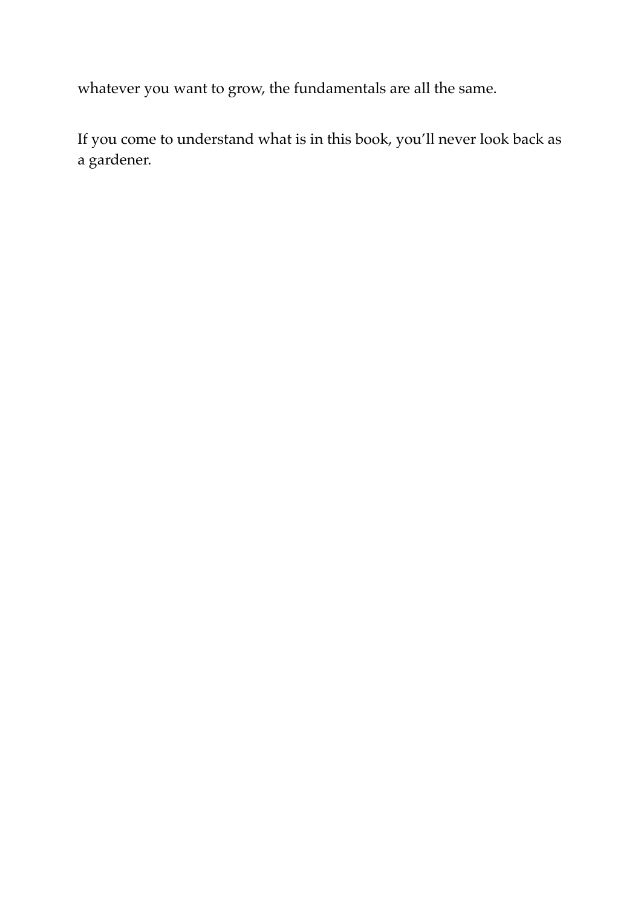whatever you want to grow, the fundamentals are all the same.

If you come to understand what is in this book, you'll never look back as a gardener.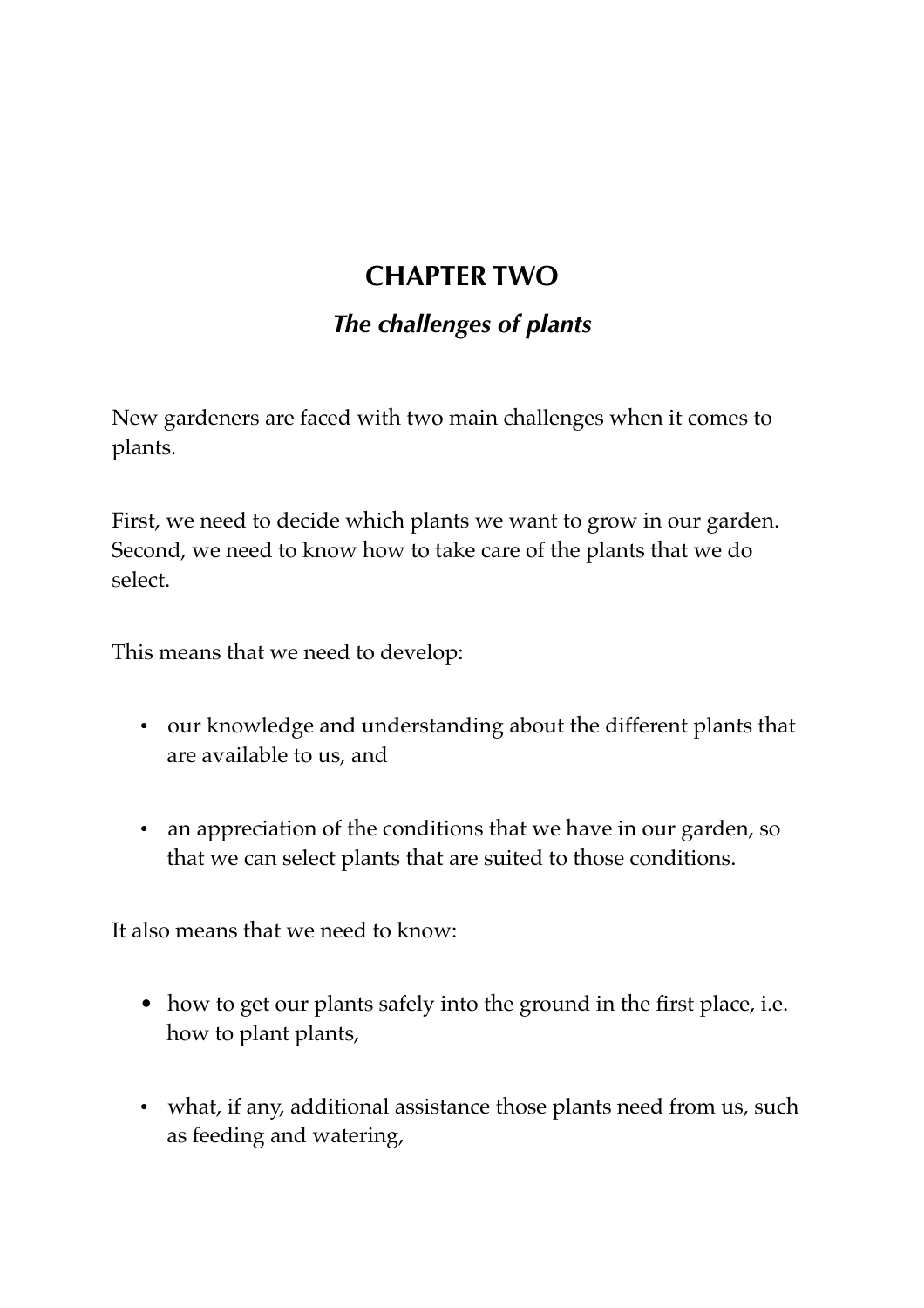# CHAPTER TWO

## *The challenges of plants*

New gardeners are faced with two main challenges when it comes to plants.

First, we need to decide which plants we want to grow in our garden. Second, we need to know how to take care of the plants that we do select.

This means that we need to develop:

- our knowledge and understanding about the different plants that are available to us, and

- an appreciation of the conditions that we have in our garden, so that we can select plants that are suited to those conditions.

It also means that we need to know:

- how to get our plants safely into the ground in the first place, i.e. how to plant plants,

- what, if any, additional assistance those plants need from us, such as feeding and watering,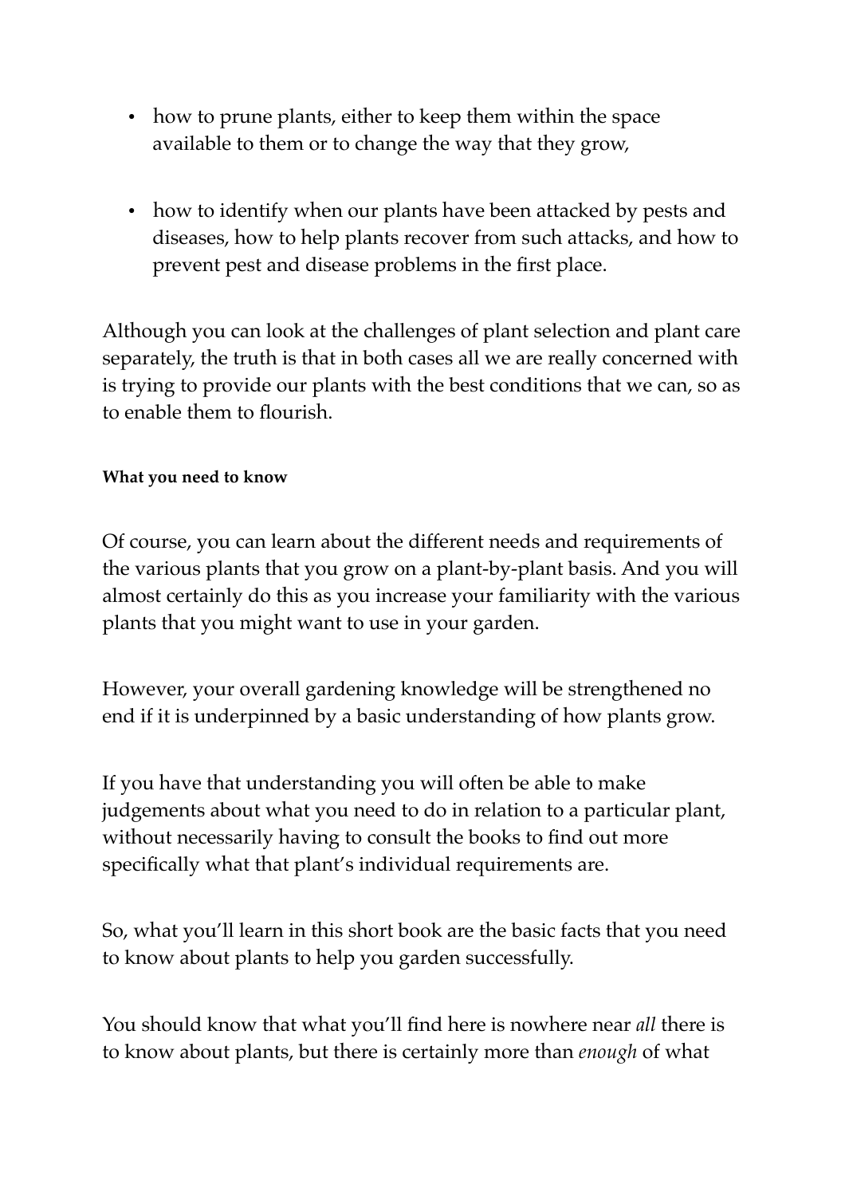- how to prune plants, either to keep them within the space available to them or to change the way that they grow,

- how to identify when our plants have been attacked by pests and diseases, how to help plants recover from such attacks, and how to prevent pest and disease problems in the first place.

Although you can look at the challenges of plant selection and plant care separately, the truth is that in both cases all we are really concerned with is trying to provide our plants with the best conditions that we can, so as to enable them to flourish.

#### What you need to know

Of course, you can learn about the different needs and requirements of the various plants that you grow on a plant-by-plant basis. And you will almost certainly do this as you increase your familiarity with the various plants that you might want to use in your garden.

However, your overall gardening knowledge will be strengthened no end if it is underpinned by a basic understanding of how plants grow.

If you have that understanding you will often be able to make judgements about what you need to do in relation to a particular plant, without necessarily having to consult the books to find out more specifically what that plant's individual requirements are.

So, what you'll learn in this short book are the basic facts that you need to know about plants to help you garden successfully.

You should know that what you'll find here is nowhere near *all* there is to know about plants, but there is certainly more than *enough* of what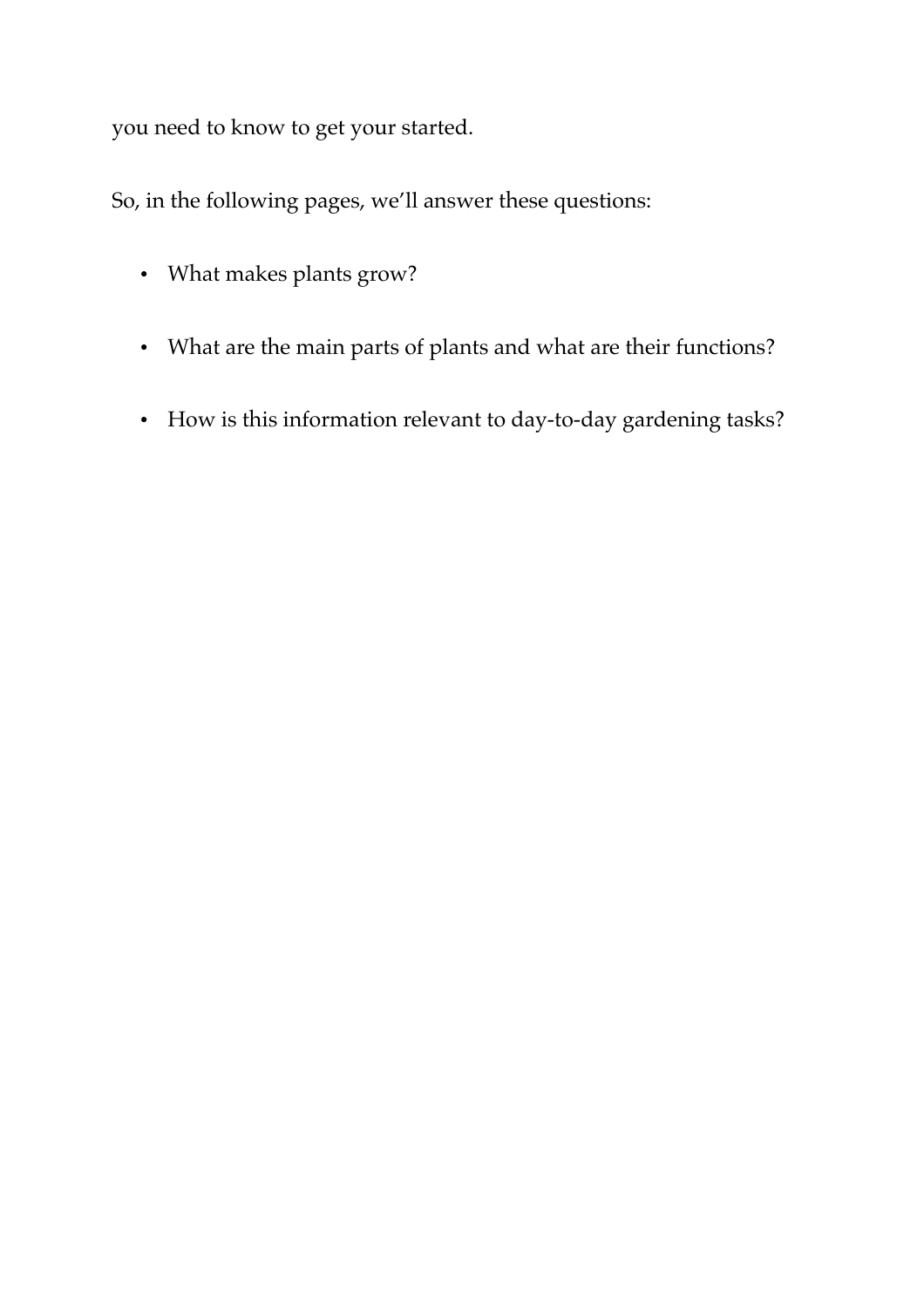you need to know to get your started.

So, in the following pages, we'll answer these questions:

- What makes plants grow?
- What are the main parts of plants and what are their functions?
- How is this information relevant to day-to-day gardening tasks?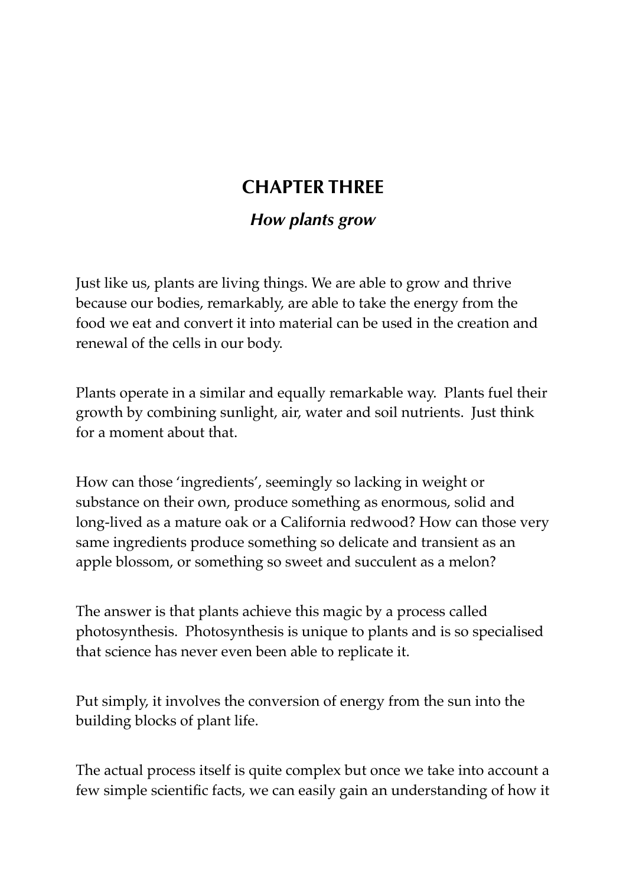## CHAPTER THREE

### *How plants grow*

Just like us, plants are living things. We are able to grow and thrive because our bodies, remarkably, are able to take the energy from the food we eat and convert it into material can be used in the creation and renewal of the cells in our body.

Plants operate in a similar and equally remarkable way. Plants fuel their growth by combining sunlight, air, water and soil nutrients. Just think for a moment about that.

How can those 'ingredients', seemingly so lacking in weight or substance on their own, produce something as enormous, solid and long-lived as a mature oak or a California redwood? How can those very same ingredients produce something so delicate and transient as an apple blossom, or something so sweet and succulent as a melon?

The answer is that plants achieve this magic by a process called photosynthesis. Photosynthesis is unique to plants and is so specialised that science has never even been able to replicate it.

Put simply, it involves the conversion of energy from the sun into the building blocks of plant life.

The actual process itself is quite complex but once we take into account a few simple scientific facts, we can easily gain an understanding of how it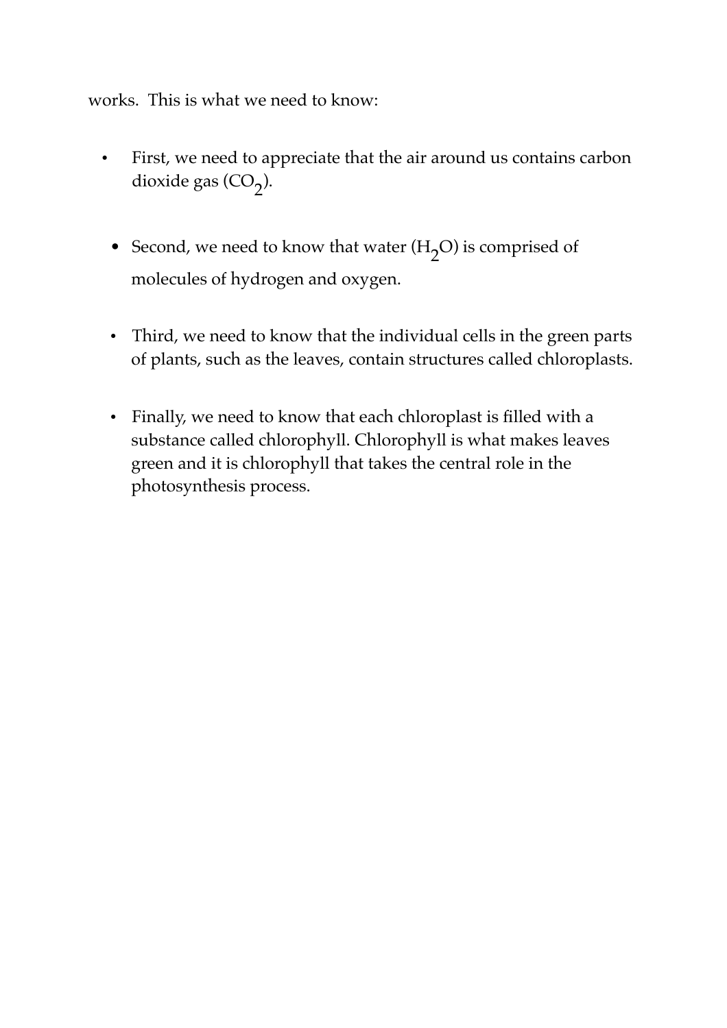works.  This is what we need to know:

- First, we need to appreciate that the air around us contains carbon dioxide gas ($CO_2$).
- Second, we need to know that water ($H_2O$) is comprised of molecules of hydrogen and oxygen.
- Third, we need to know that the individual cells in the green parts of plants, such as the leaves, contain structures called chloroplasts.
- Finally, we need to know that each chloroplast is filled with a substance called chlorophyll. Chlorophyll is what makes leaves green and it is chlorophyll that takes the central role in the photosynthesis process.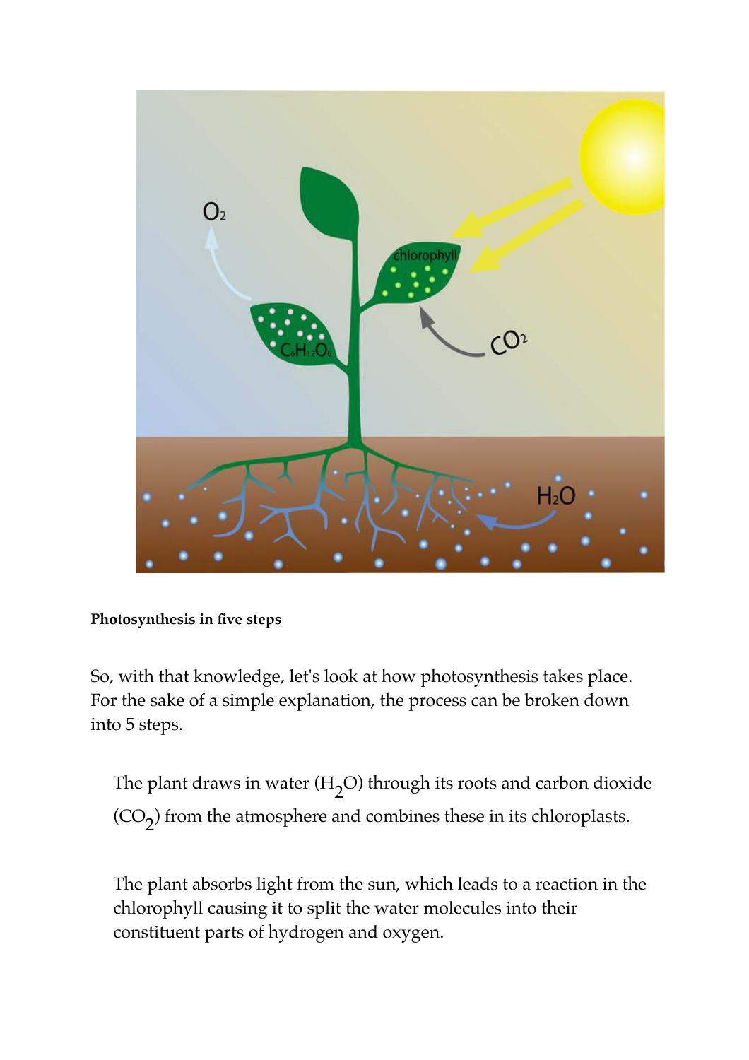**Photosynthesis in five steps**

So, with that knowledge, let's look at how photosynthesis takes place. For the sake of a simple explanation, the process can be broken down into 5 steps.

The plant draws in water ($H_2O$) through its roots and carbon dioxide ($CO_2$) from the atmosphere and combines these in its chloroplasts.

The plant absorbs light from the sun, which leads to a reaction in the chlorophyll causing it to split the water molecules into their constituent parts of hydrogen and oxygen.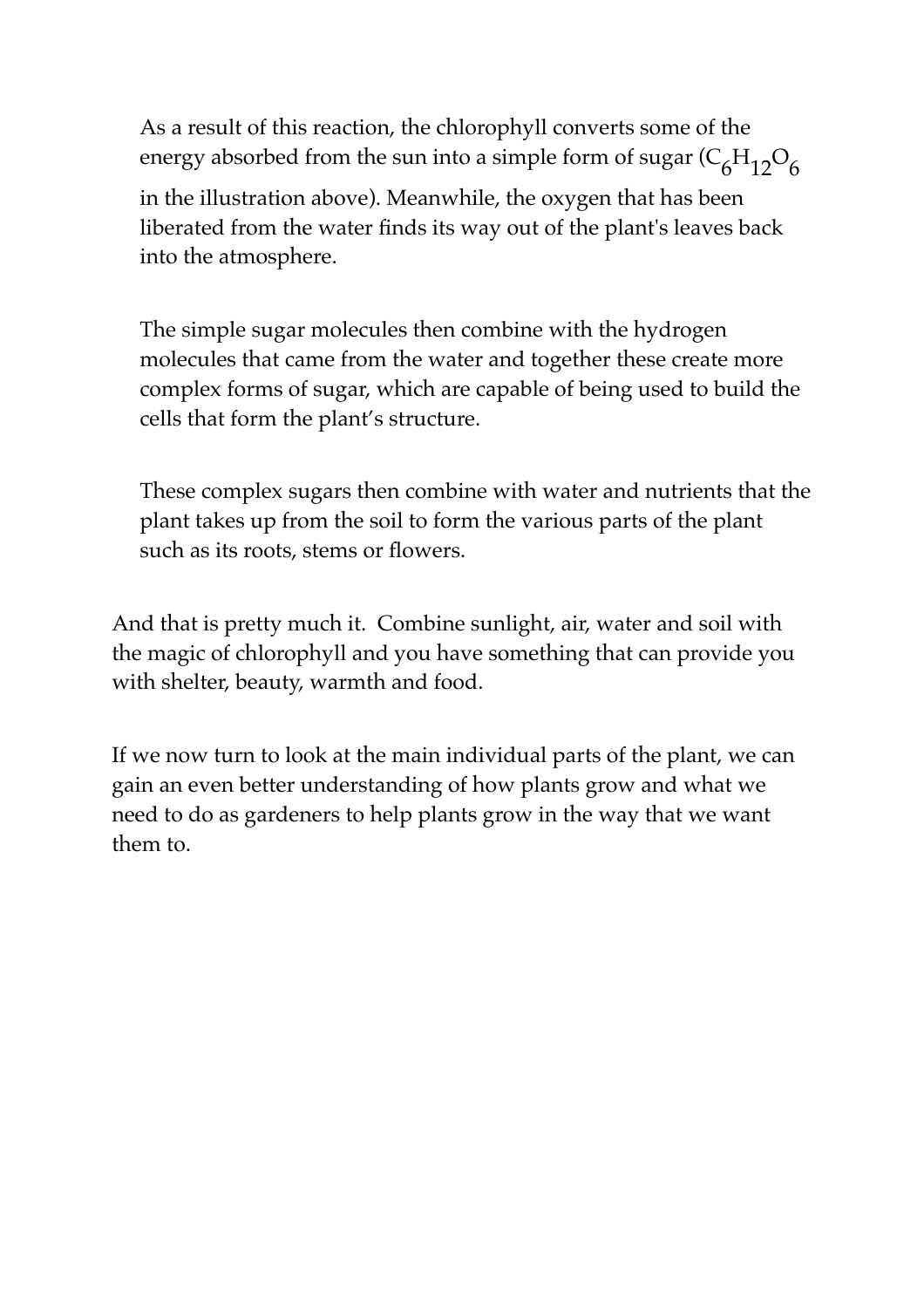As a result of this reaction, the chlorophyll converts some of the energy absorbed from the sun into a simple form of sugar ($C_6H_{12}O_6$ in the illustration above). Meanwhile, the oxygen that has been liberated from the water finds its way out of the plant's leaves back into the atmosphere.

The simple sugar molecules then combine with the hydrogen molecules that came from the water and together these create more complex forms of sugar, which are capable of being used to build the cells that form the plant's structure.

These complex sugars then combine with water and nutrients that the plant takes up from the soil to form the various parts of the plant such as its roots, stems or flowers.

And that is pretty much it. Combine sunlight, air, water and soil with the magic of chlorophyll and you have something that can provide you with shelter, beauty, warmth and food.

If we now turn to look at the main individual parts of the plant, we can gain an even better understanding of how plants grow and what we need to do as gardeners to help plants grow in the way that we want them to.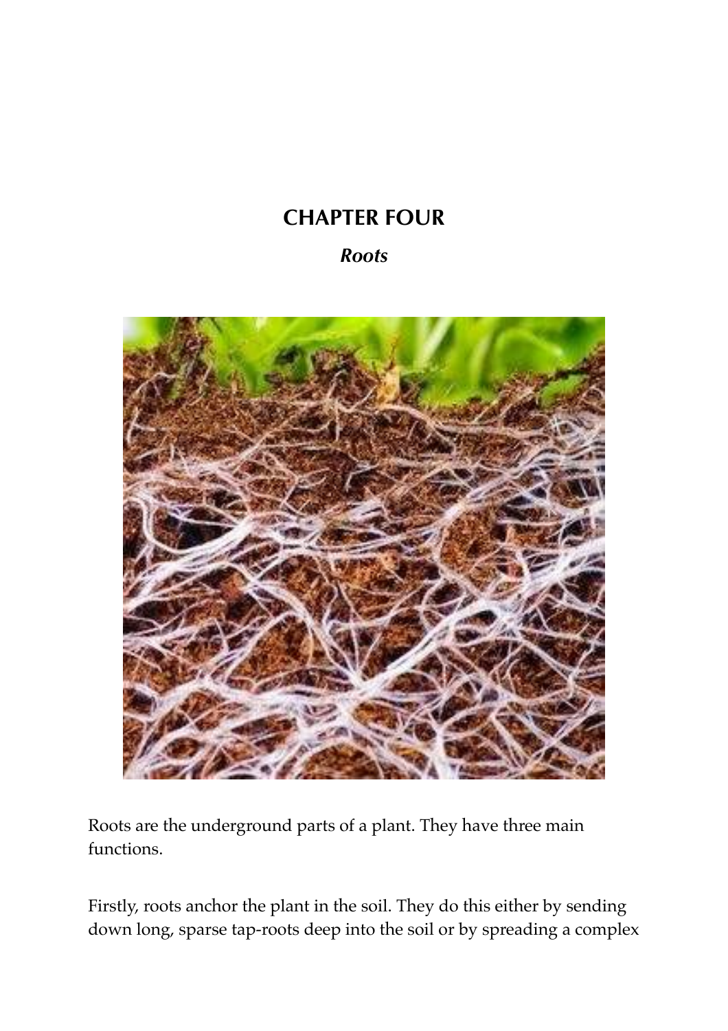# CHAPTER FOUR

### *Roots*

Roots are the underground parts of a plant. They have three main functions.

Firstly, roots anchor the plant in the soil. They do this either by sending down long, sparse tap-roots deep into the soil or by spreading a complex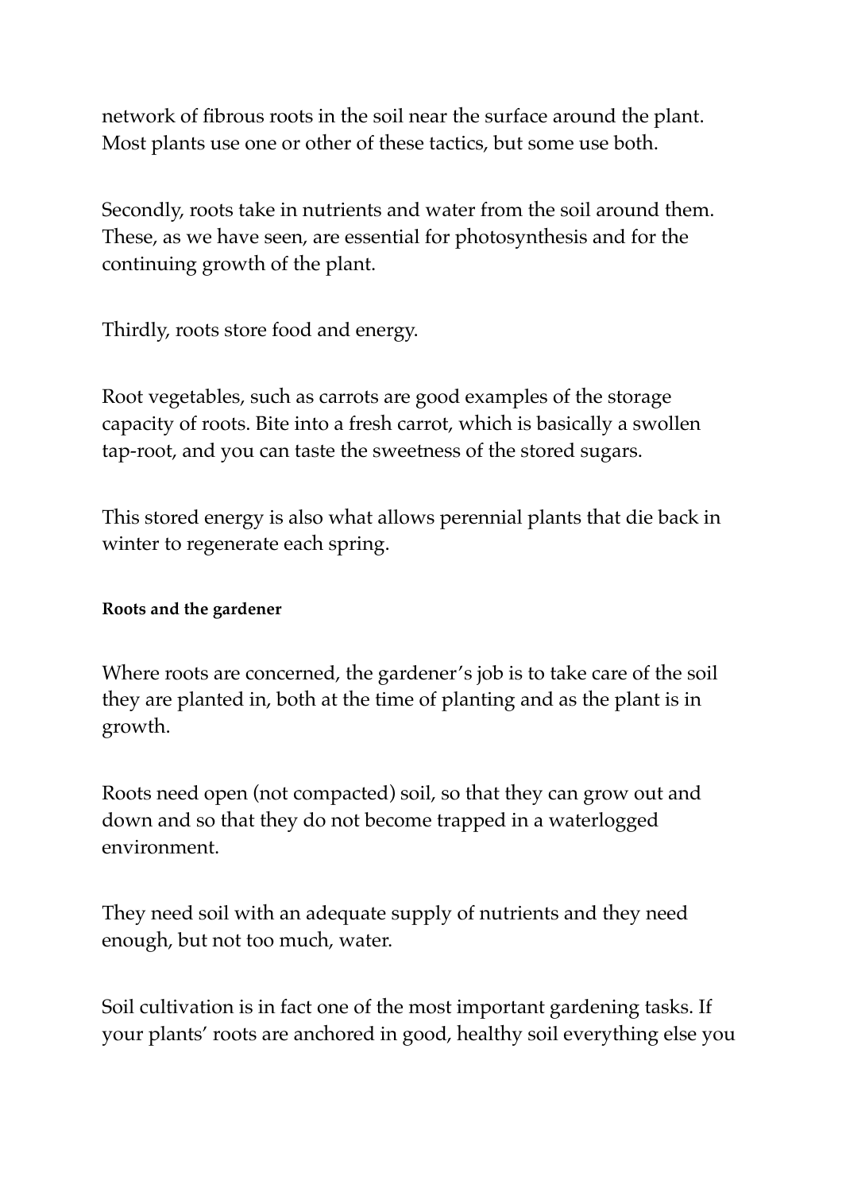network of fibrous roots in the soil near the surface around the plant. Most plants use one or other of these tactics, but some use both.

Secondly, roots take in nutrients and water from the soil around them. These, as we have seen, are essential for photosynthesis and for the continuing growth of the plant.

Thirdly, roots store food and energy.

Root vegetables, such as carrots are good examples of the storage capacity of roots. Bite into a fresh carrot, which is basically a swollen tap-root, and you can taste the sweetness of the stored sugars.

This stored energy is also what allows perennial plants that die back in winter to regenerate each spring.

#### Roots and the gardener

Where roots are concerned, the gardener's job is to take care of the soil they are planted in, both at the time of planting and as the plant is in growth.

Roots need open (not compacted) soil, so that they can grow out and down and so that they do not become trapped in a waterlogged environment.

They need soil with an adequate supply of nutrients and they need enough, but not too much, water.

Soil cultivation is in fact one of the most important gardening tasks. If your plants' roots are anchored in good, healthy soil everything else you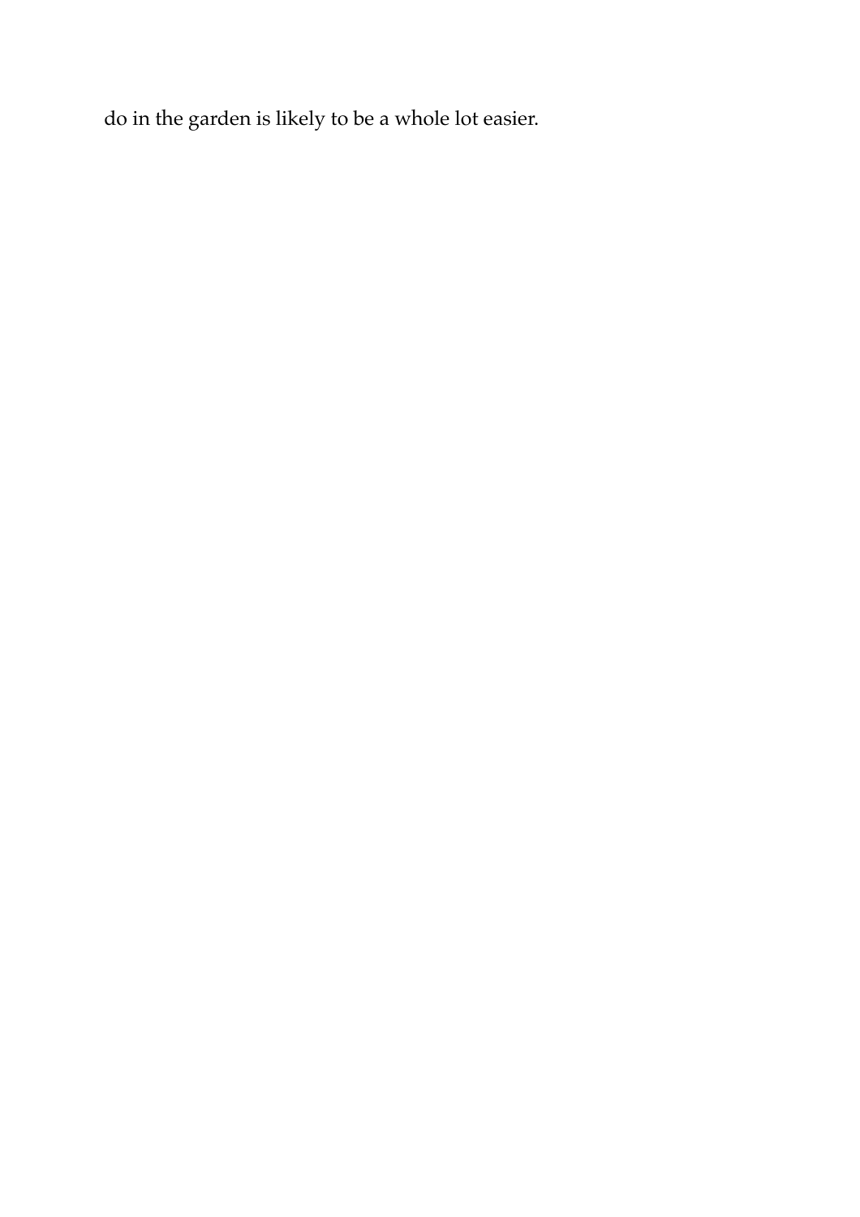do in the garden is likely to be a whole lot easier.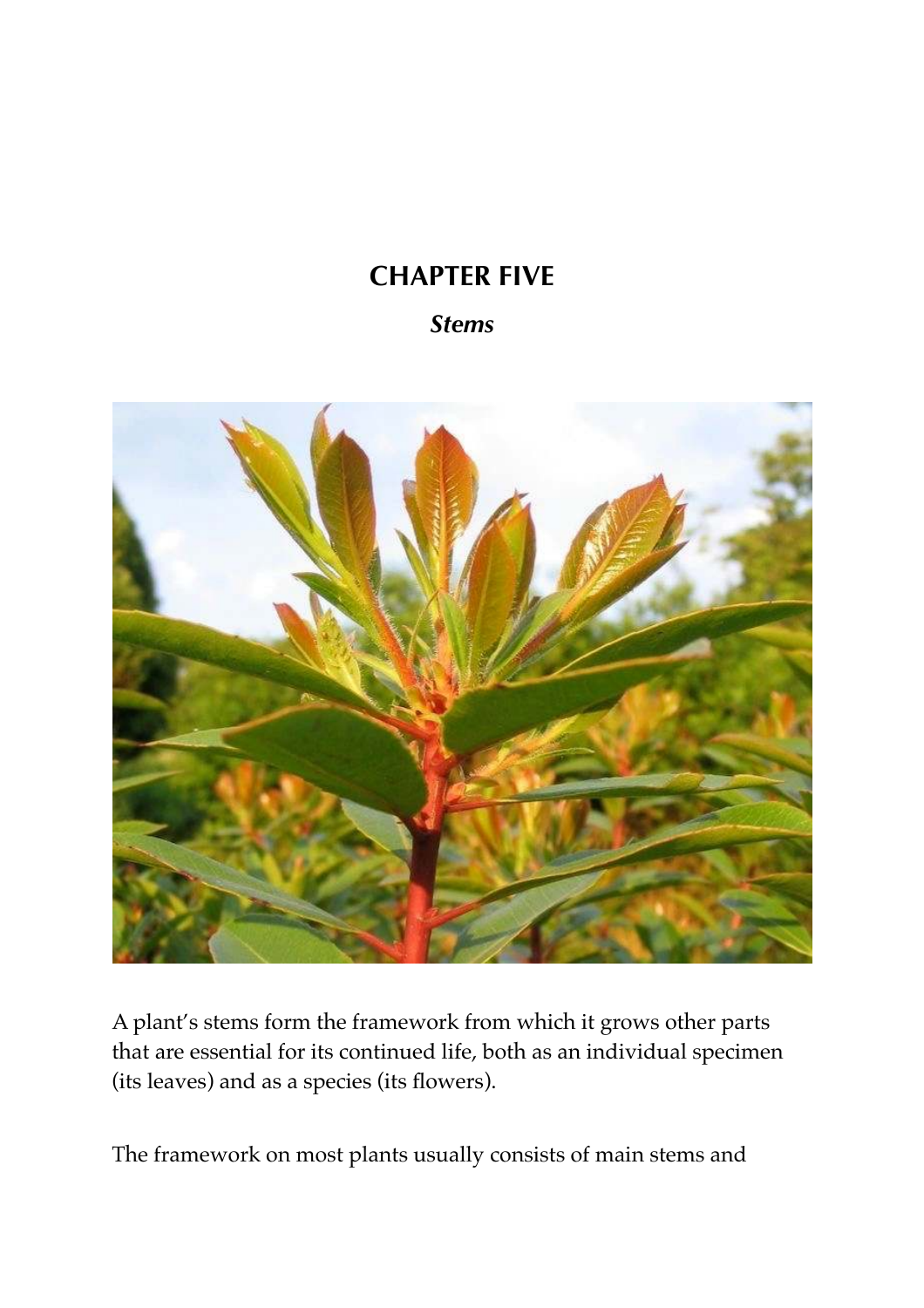# CHAPTER FIVE

## *Stems*

A plant's stems form the framework from which it grows other parts that are essential for its continued life, both as an individual specimen (its leaves) and as a species (its flowers).

The framework on most plants usually consists of main stems and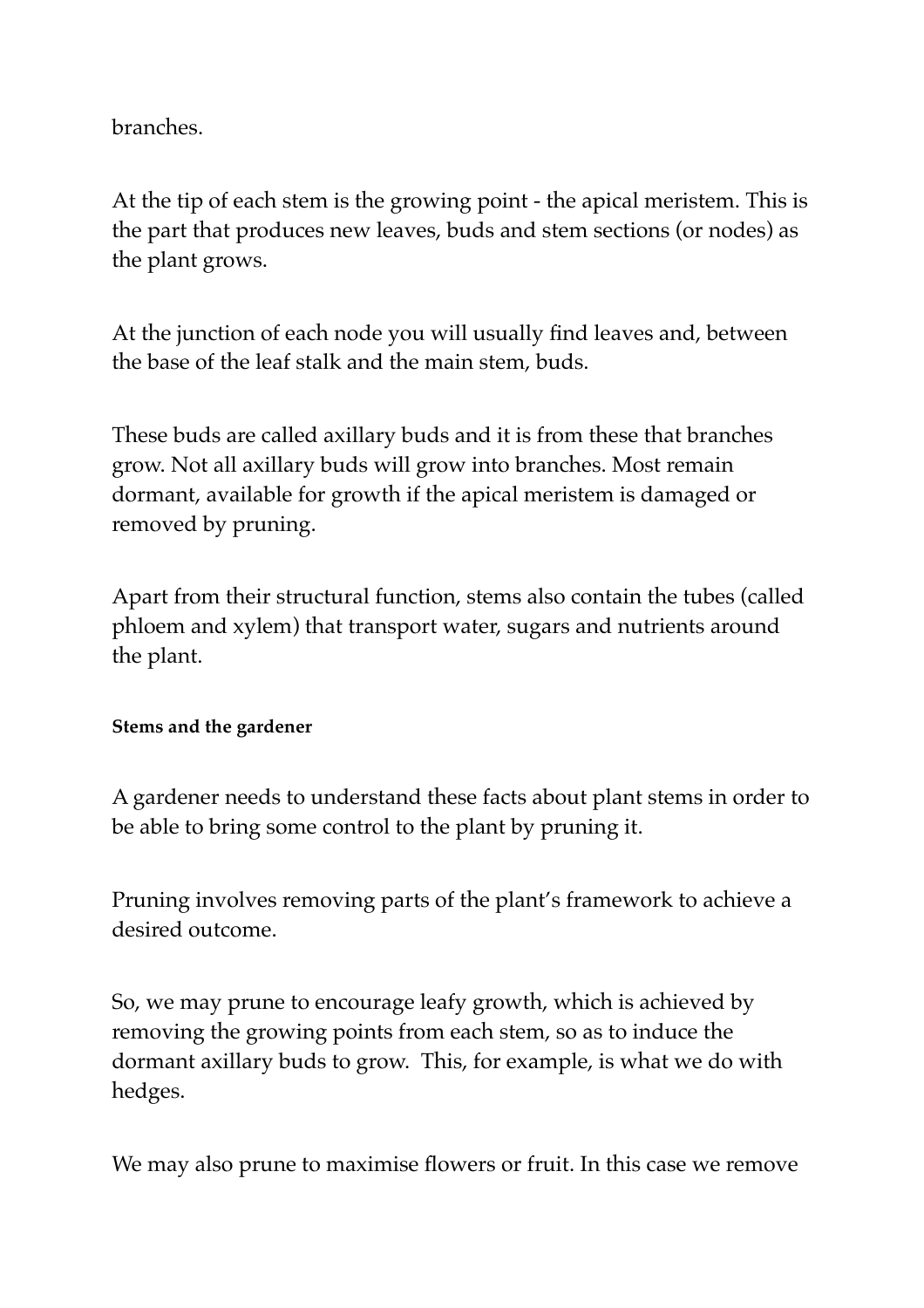branches.

At the tip of each stem is the growing point - the apical meristem. This is the part that produces new leaves, buds and stem sections (or nodes) as the plant grows.

At the junction of each node you will usually find leaves and, between the base of the leaf stalk and the main stem, buds.

These buds are called axillary buds and it is from these that branches grow. Not all axillary buds will grow into branches. Most remain dormant, available for growth if the apical meristem is damaged or removed by pruning.

Apart from their structural function, stems also contain the tubes (called phloem and xylem) that transport water, sugars and nutrients around the plant.

#### Stems and the gardener

A gardener needs to understand these facts about plant stems in order to be able to bring some control to the plant by pruning it.

Pruning involves removing parts of the plant's framework to achieve a desired outcome.

So, we may prune to encourage leafy growth, which is achieved by removing the growing points from each stem, so as to induce the dormant axillary buds to grow. This, for example, is what we do with hedges.

We may also prune to maximise flowers or fruit. In this case we remove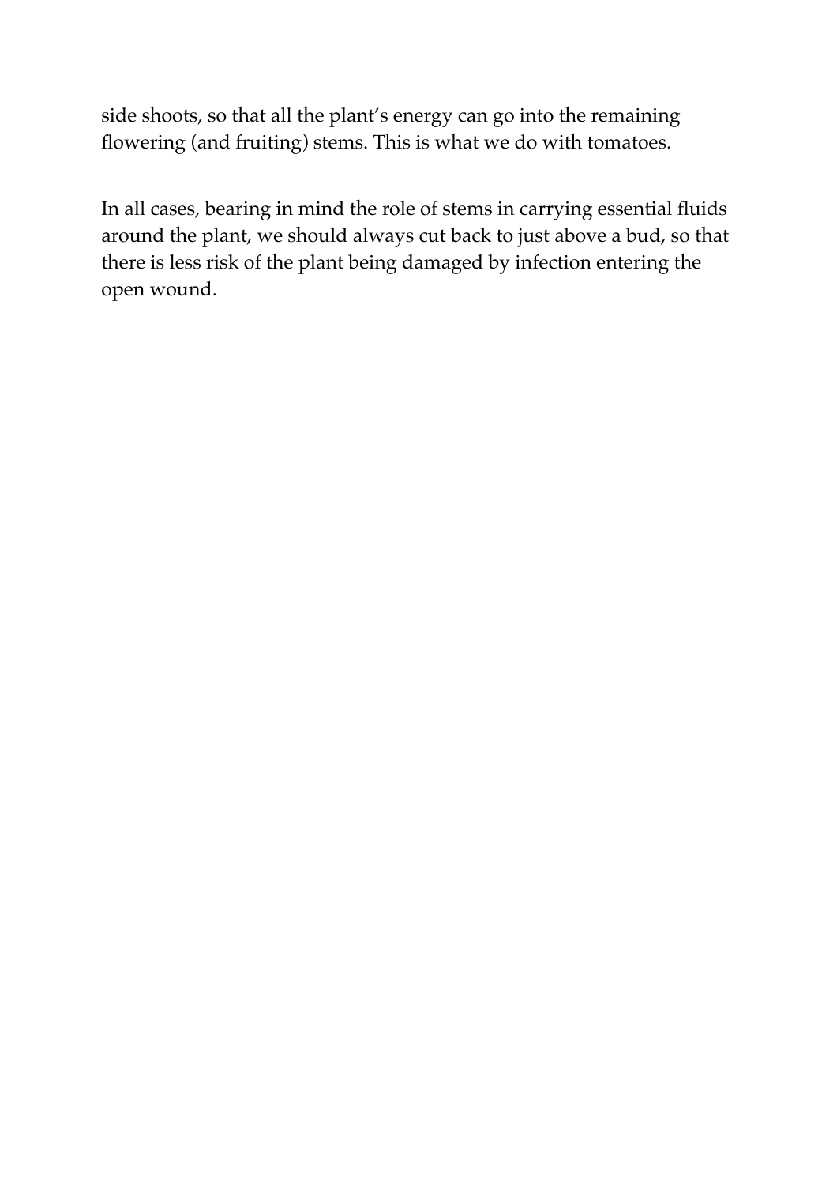side shoots, so that all the plant's energy can go into the remaining flowering (and fruiting) stems. This is what we do with tomatoes.

In all cases, bearing in mind the role of stems in carrying essential fluids around the plant, we should always cut back to just above a bud, so that there is less risk of the plant being damaged by infection entering the open wound.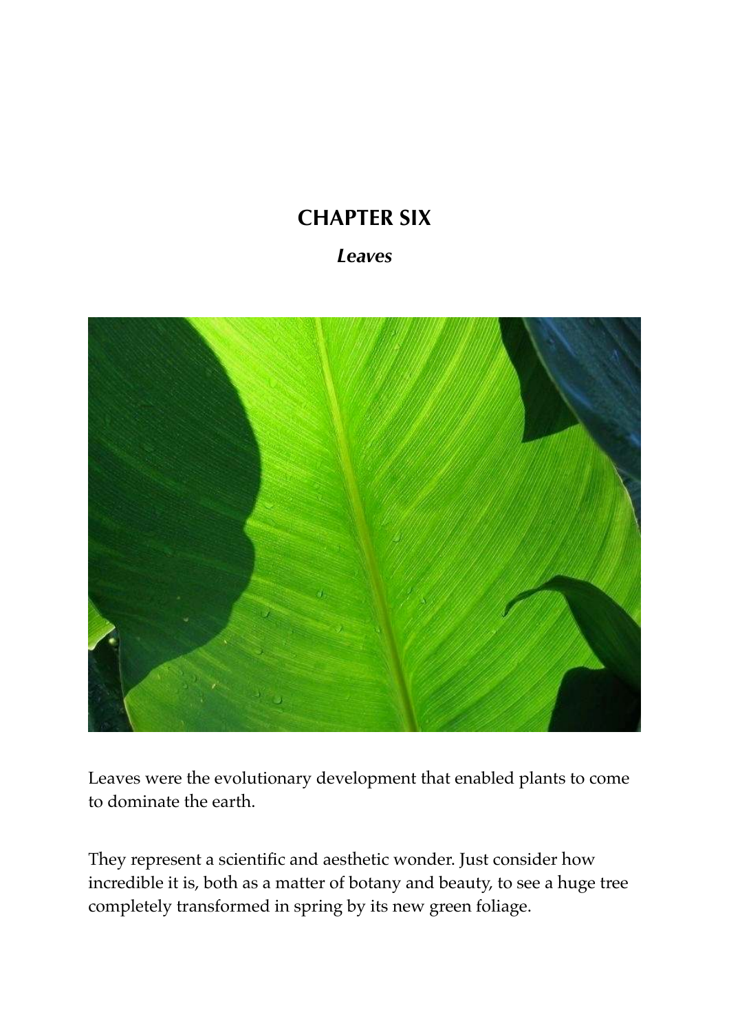# CHAPTER SIX

## *Leaves*

Leaves were the evolutionary development that enabled plants to come to dominate the earth.

They represent a scientific and aesthetic wonder. Just consider how incredible it is, both as a matter of botany and beauty, to see a huge tree completely transformed in spring by its new green foliage.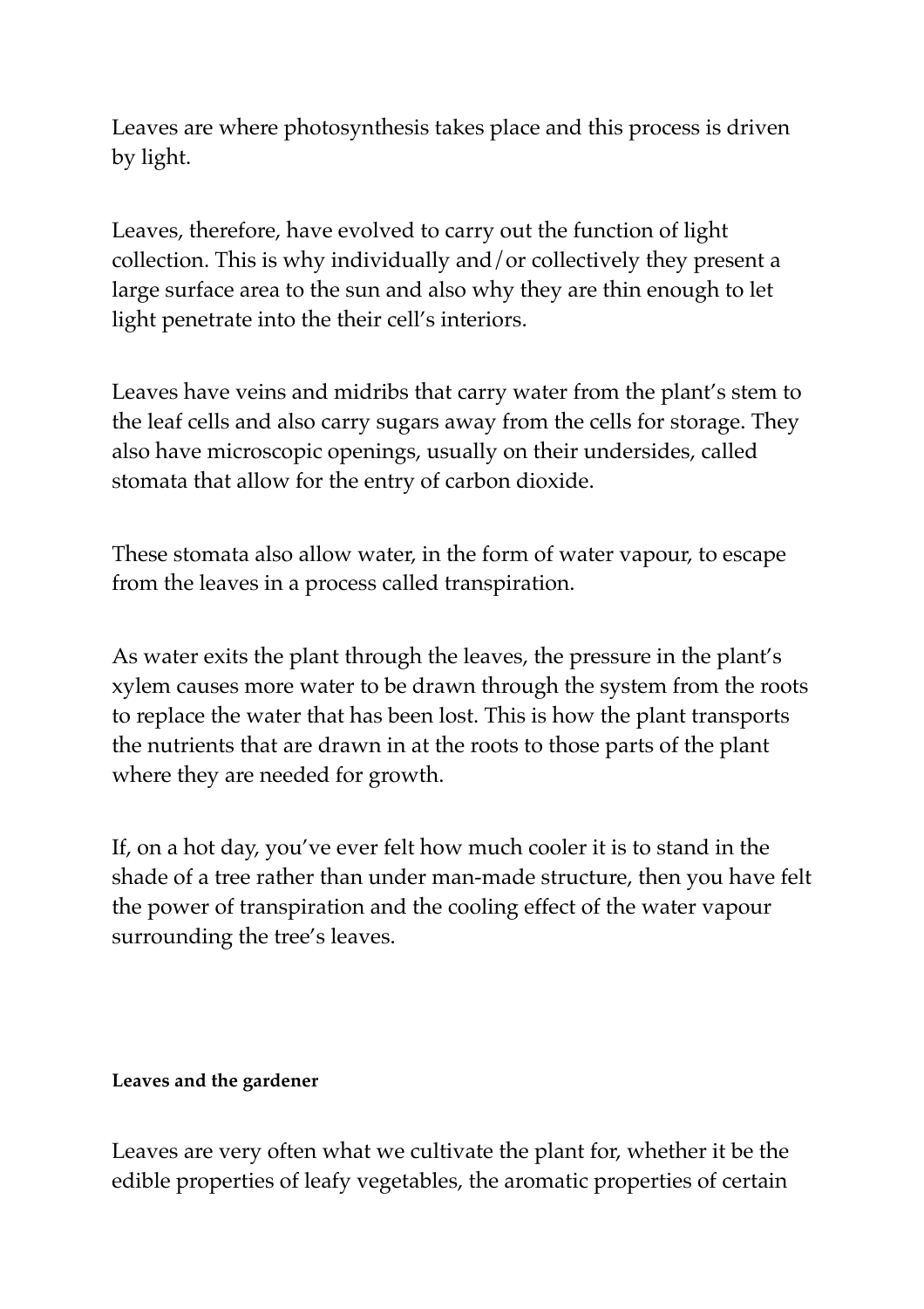Leaves are where photosynthesis takes place and this process is driven by light.

Leaves, therefore, have evolved to carry out the function of light collection. This is why individually and/or collectively they present a large surface area to the sun and also why they are thin enough to let light penetrate into the their cell's interiors.

Leaves have veins and midribs that carry water from the plant's stem to the leaf cells and also carry sugars away from the cells for storage. They also have microscopic openings, usually on their undersides, called stomata that allow for the entry of carbon dioxide.

These stomata also allow water, in the form of water vapour, to escape from the leaves in a process called transpiration.

As water exits the plant through the leaves, the pressure in the plant's xylem causes more water to be drawn through the system from the roots to replace the water that has been lost. This is how the plant transports the nutrients that are drawn in at the roots to those parts of the plant where they are needed for growth.

If, on a hot day, you've ever felt how much cooler it is to stand in the shade of a tree rather than under man-made structure, then you have felt the power of transpiration and the cooling effect of the water vapour surrounding the tree's leaves.

**Leaves and the gardener**

Leaves are very often what we cultivate the plant for, whether it be the edible properties of leafy vegetables, the aromatic properties of certain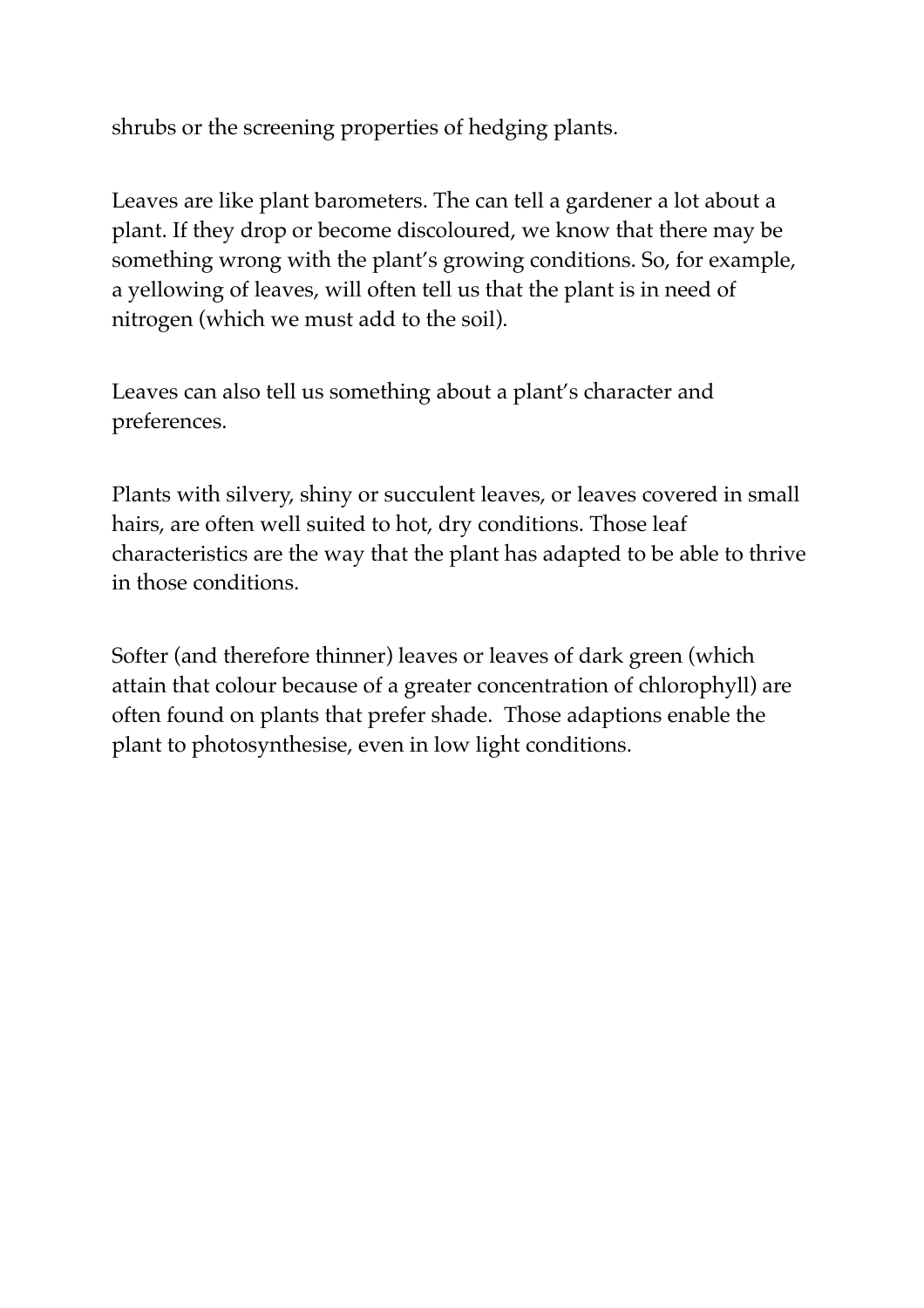shrubs or the screening properties of hedging plants.

Leaves are like plant barometers. The can tell a gardener a lot about a plant. If they drop or become discoloured, we know that there may be something wrong with the plant's growing conditions. So, for example, a yellowing of leaves, will often tell us that the plant is in need of nitrogen (which we must add to the soil).

Leaves can also tell us something about a plant's character and preferences.

Plants with silvery, shiny or succulent leaves, or leaves covered in small hairs, are often well suited to hot, dry conditions. Those leaf characteristics are the way that the plant has adapted to be able to thrive in those conditions.

Softer (and therefore thinner) leaves or leaves of dark green (which attain that colour because of a greater concentration of chlorophyll) are often found on plants that prefer shade.  Those adaptions enable the plant to photosynthesise, even in low light conditions.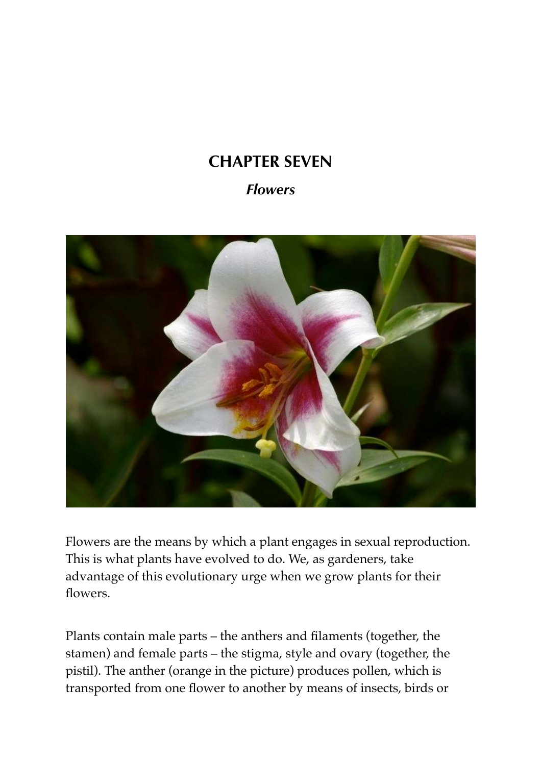# CHAPTER SEVEN

## *Flowers*

Flowers are the means by which a plant engages in sexual reproduction. This is what plants have evolved to do. We, as gardeners, take advantage of this evolutionary urge when we grow plants for their flowers.

Plants contain male parts – the anthers and filaments (together, the stamen) and female parts – the stigma, style and ovary (together, the pistil). The anther (orange in the picture) produces pollen, which is transported from one flower to another by means of insects, birds or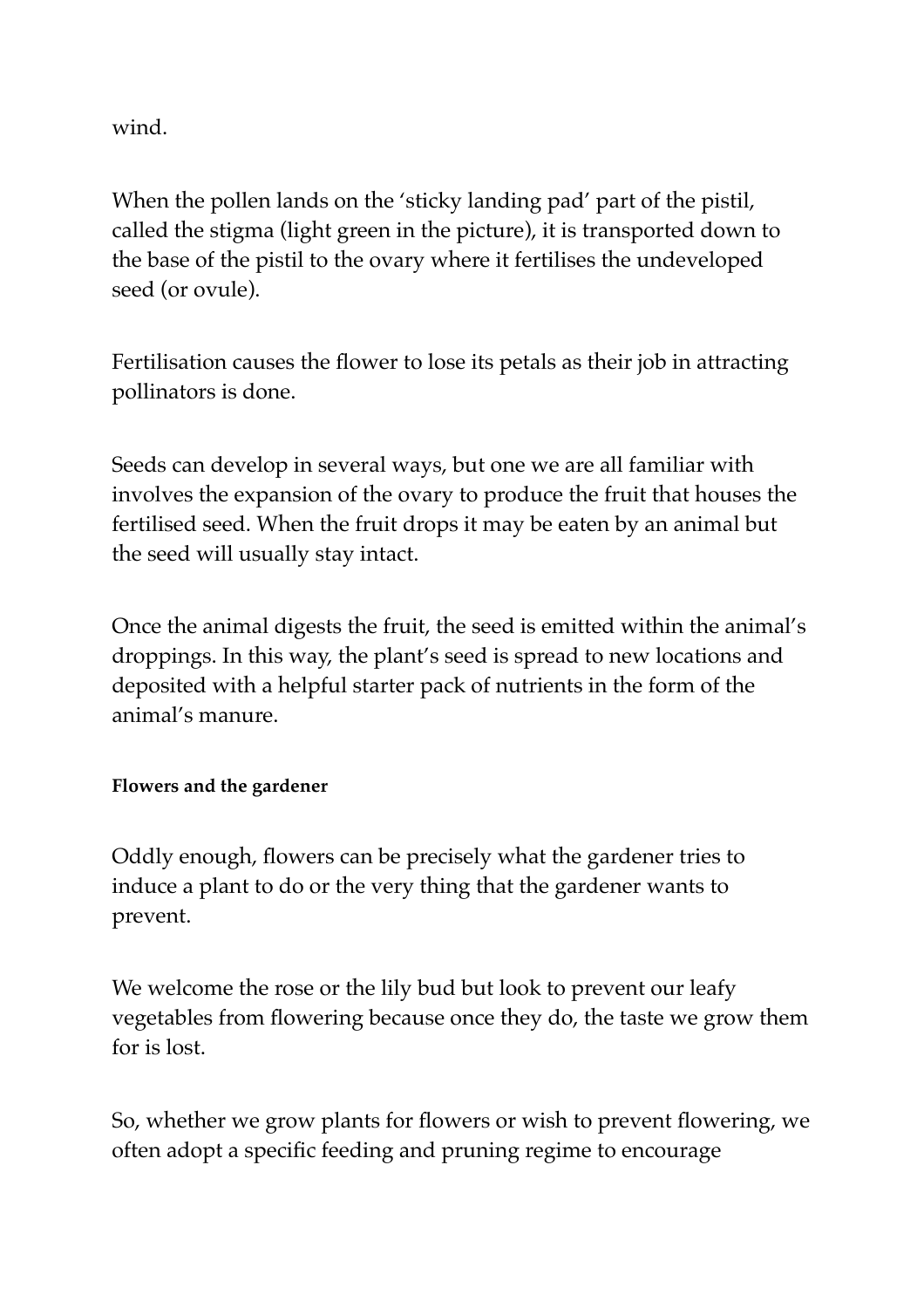wind.

When the pollen lands on the 'sticky landing pad' part of the pistil, called the stigma (light green in the picture), it is transported down to the base of the pistil to the ovary where it fertilises the undeveloped seed (or ovule).

Fertilisation causes the flower to lose its petals as their job in attracting pollinators is done.

Seeds can develop in several ways, but one we are all familiar with involves the expansion of the ovary to produce the fruit that houses the fertilised seed. When the fruit drops it may be eaten by an animal but the seed will usually stay intact.

Once the animal digests the fruit, the seed is emitted within the animal's droppings. In this way, the plant's seed is spread to new locations and deposited with a helpful starter pack of nutrients in the form of the animal's manure.

**Flowers and the gardener**

Oddly enough, flowers can be precisely what the gardener tries to induce a plant to do or the very thing that the gardener wants to prevent.

We welcome the rose or the lily bud but look to prevent our leafy vegetables from flowering because once they do, the taste we grow them for is lost.

So, whether we grow plants for flowers or wish to prevent flowering, we often adopt a specific feeding and pruning regime to encourage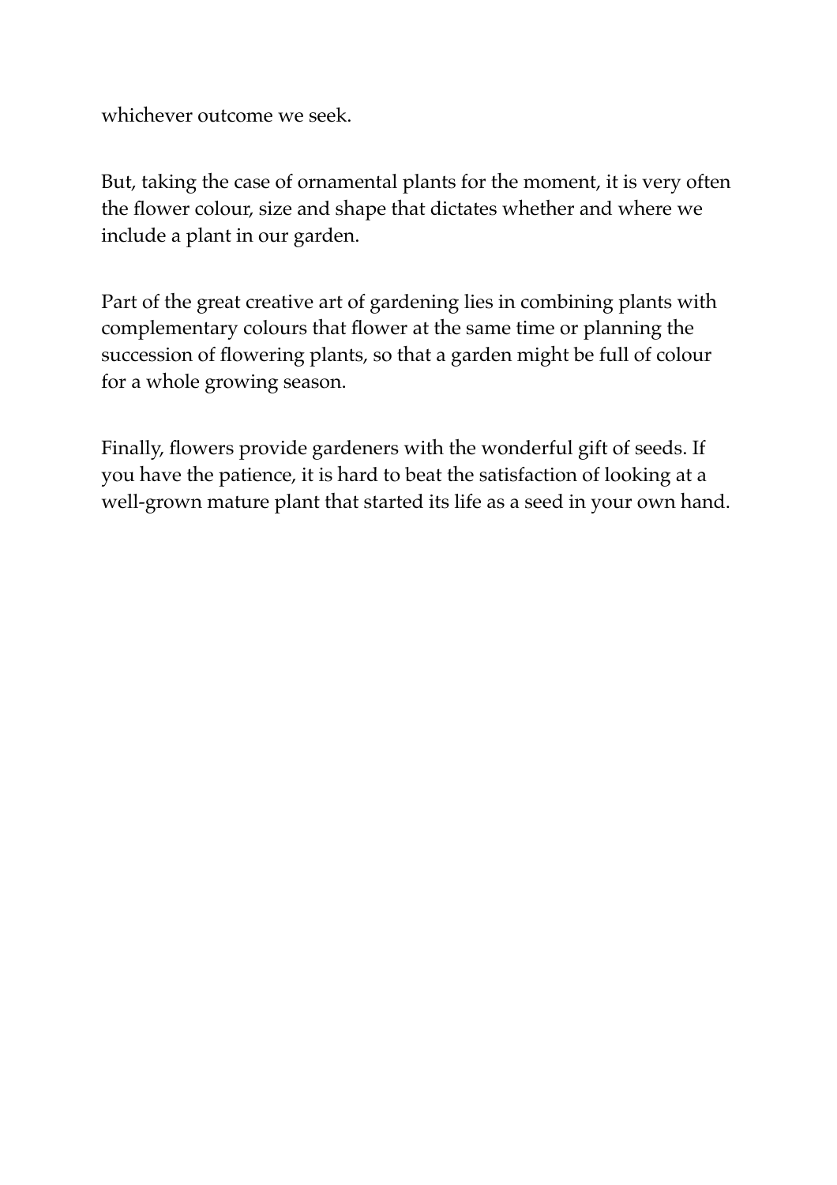whichever outcome we seek.

But, taking the case of ornamental plants for the moment, it is very often the flower colour, size and shape that dictates whether and where we include a plant in our garden.

Part of the great creative art of gardening lies in combining plants with complementary colours that flower at the same time or planning the succession of flowering plants, so that a garden might be full of colour for a whole growing season.

Finally, flowers provide gardeners with the wonderful gift of seeds. If you have the patience, it is hard to beat the satisfaction of looking at a well-grown mature plant that started its life as a seed in your own hand.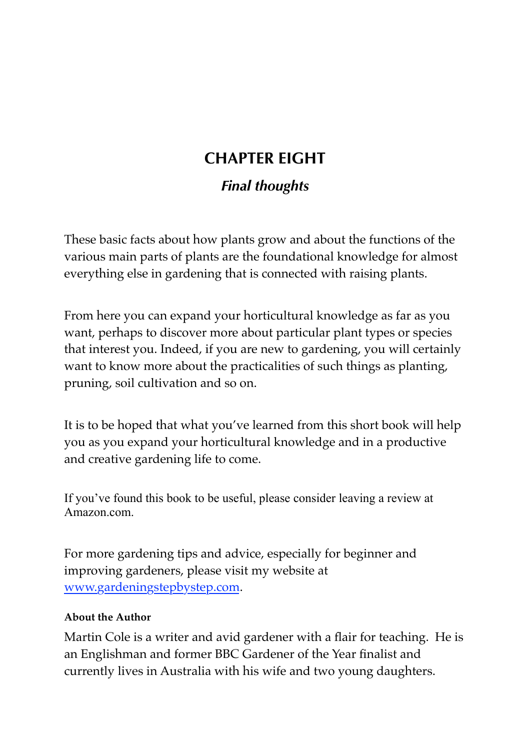# CHAPTER EIGHT

## *Final thoughts*

These basic facts about how plants grow and about the functions of the various main parts of plants are the foundational knowledge for almost everything else in gardening that is connected with raising plants.

From here you can expand your horticultural knowledge as far as you want, perhaps to discover more about particular plant types or species that interest you. Indeed, if you are new to gardening, you will certainly want to know more about the practicalities of such things as planting, pruning, soil cultivation and so on.

It is to be hoped that what you've learned from this short book will help you as you expand your horticultural knowledge and in a productive and creative gardening life to come.

If you've found this book to be useful, please consider leaving a review at Amazon.com.

For more gardening tips and advice, especially for beginner and improving gardeners, please visit my website at [www.gardeningstepbystep.com](http://www.gardeningstepbystep.com).

**About the Author**

Martin Cole is a writer and avid gardener with a flair for teaching. He is an Englishman and former BBC Gardener of the Year finalist and currently lives in Australia with his wife and two young daughters.